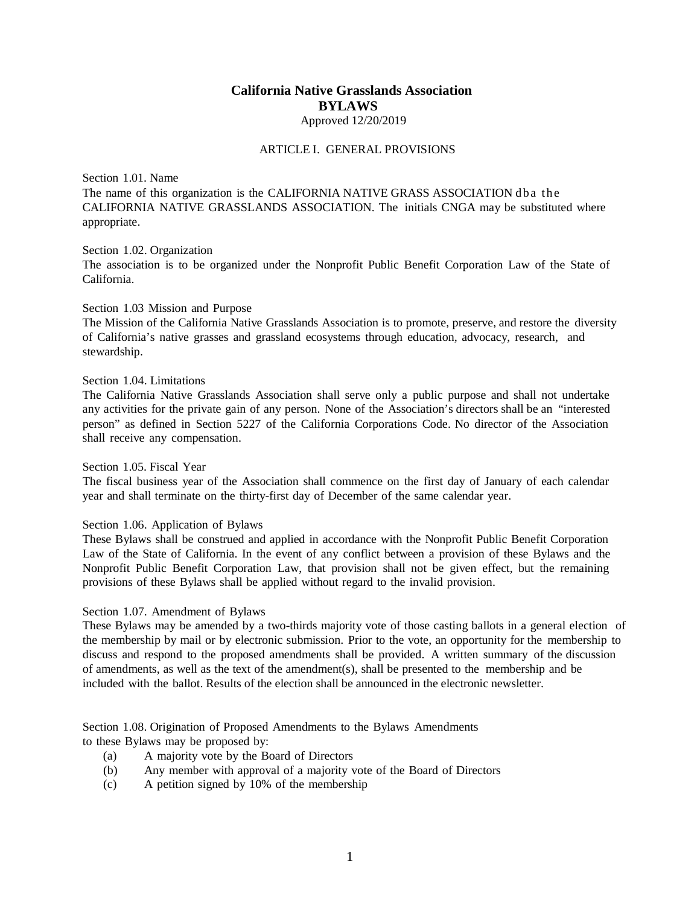# California Native Grasslands Association
# BYLAWS

Approved 12/20/2019

## ARTICLE I. GENERAL PROVISIONS

### Section 1.01. Name

The name of this organization is the CALIFORNIA NATIVE GRASS ASSOCIATION dba the CALIFORNIA NATIVE GRASSLANDS ASSOCIATION. The initials CNGA may be substituted where appropriate.

### Section 1.02. Organization

The association is to be organized under the Nonprofit Public Benefit Corporation Law of the State of California.

### Section 1.03 Mission and Purpose

The Mission of the California Native Grasslands Association is to promote, preserve, and restore the diversity of California's native grasses and grassland ecosystems through education, advocacy, research, and stewardship.

### Section 1.04. Limitations

The California Native Grasslands Association shall serve only a public purpose and shall not undertake any activities for the private gain of any person. None of the Association's directors shall be an "interested person" as defined in Section 5227 of the California Corporations Code. No director of the Association shall receive any compensation.

### Section 1.05. Fiscal Year

The fiscal business year of the Association shall commence on the first day of January of each calendar year and shall terminate on the thirty-first day of December of the same calendar year.

### Section 1.06. Application of Bylaws

These Bylaws shall be construed and applied in accordance with the Nonprofit Public Benefit Corporation Law of the State of California. In the event of any conflict between a provision of these Bylaws and the Nonprofit Public Benefit Corporation Law, that provision shall not be given effect, but the remaining provisions of these Bylaws shall be applied without regard to the invalid provision.

### Section 1.07. Amendment of Bylaws

These Bylaws may be amended by a two-thirds majority vote of those casting ballots in a general election of the membership by mail or by electronic submission. Prior to the vote, an opportunity for the membership to discuss and respond to the proposed amendments shall be provided. A written summary of the discussion of amendments, as well as the text of the amendment(s), shall be presented to the membership and be included with the ballot. Results of the election shall be announced in the electronic newsletter.

### Section 1.08. Origination of Proposed Amendments to the Bylaws

Amendments to these Bylaws may be proposed by:

- (a) A majority vote by the Board of Directors
- (b) Any member with approval of a majority vote of the Board of Directors
- (c) A petition signed by 10% of the membership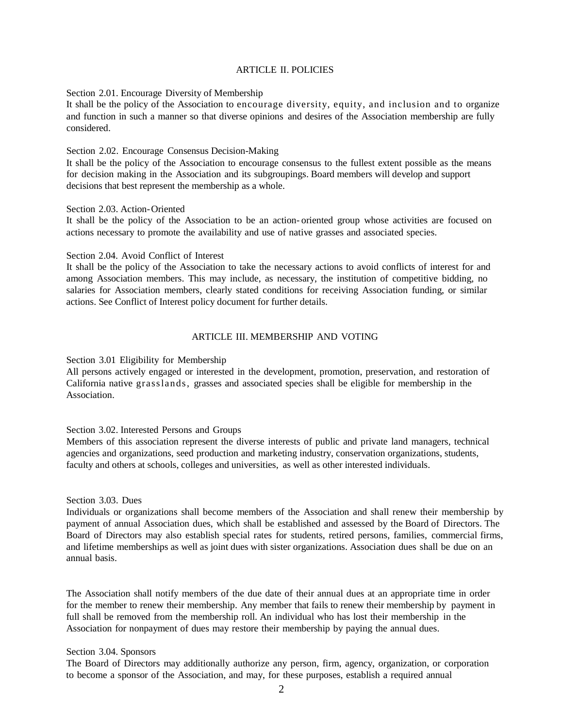## ARTICLE II. POLICIES

### Section 2.01. Encourage Diversity of Membership

It shall be the policy of the Association to encourage diversity, equity, and inclusion and to organize and function in such a manner so that diverse opinions and desires of the Association membership are fully considered.

### Section 2.02. Encourage Consensus Decision-Making

It shall be the policy of the Association to encourage consensus to the fullest extent possible as the means for decision making in the Association and its subgroupings. Board members will develop and support decisions that best represent the membership as a whole.

### Section 2.03. Action-Oriented

It shall be the policy of the Association to be an action-oriented group whose activities are focused on actions necessary to promote the availability and use of native grasses and associated species.

### Section 2.04. Avoid Conflict of Interest

It shall be the policy of the Association to take the necessary actions to avoid conflicts of interest for and among Association members. This may include, as necessary, the institution of competitive bidding, no salaries for Association members, clearly stated conditions for receiving Association funding, or similar actions. See Conflict of Interest policy document for further details.

## ARTICLE III. MEMBERSHIP AND VOTING

### Section 3.01 Eligibility for Membership

All persons actively engaged or interested in the development, promotion, preservation, and restoration of California native grasslands, grasses and associated species shall be eligible for membership in the Association.

### Section 3.02. Interested Persons and Groups

Members of this association represent the diverse interests of public and private land managers, technical agencies and organizations, seed production and marketing industry, conservation organizations, students, faculty and others at schools, colleges and universities, as well as other interested individuals.

### Section 3.03. Dues

Individuals or organizations shall become members of the Association and shall renew their membership by payment of annual Association dues, which shall be established and assessed by the Board of Directors. The Board of Directors may also establish special rates for students, retired persons, families, commercial firms, and lifetime memberships as well as joint dues with sister organizations. Association dues shall be due on an annual basis.

The Association shall notify members of the due date of their annual dues at an appropriate time in order for the member to renew their membership. Any member that fails to renew their membership by payment in full shall be removed from the membership roll. An individual who has lost their membership in the Association for nonpayment of dues may restore their membership by paying the annual dues.

### Section 3.04. Sponsors

The Board of Directors may additionally authorize any person, firm, agency, organization, or corporation to become a sponsor of the Association, and may, for these purposes, establish a required annual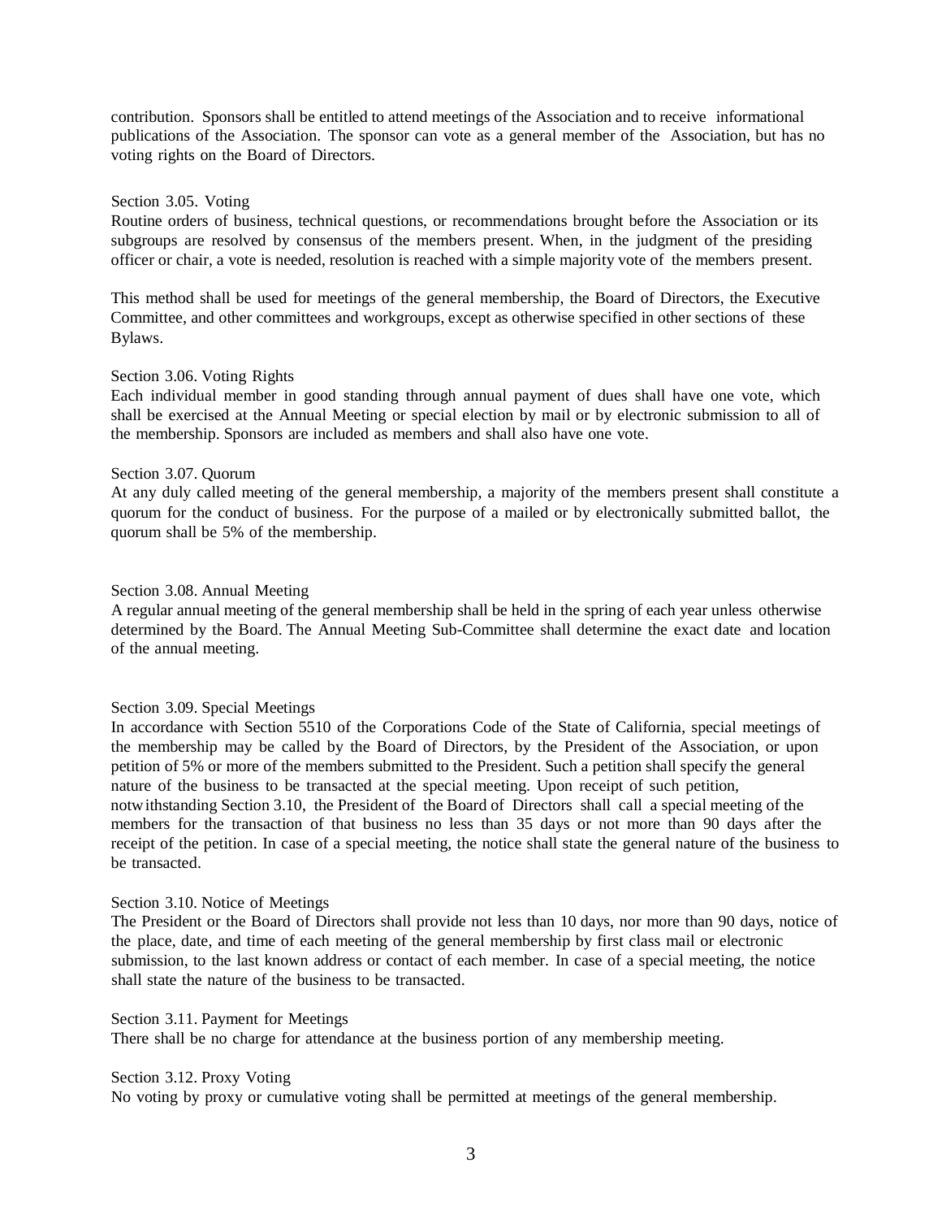contribution. Sponsors shall be entitled to attend meetings of the Association and to receive informational publications of the Association. The sponsor can vote as a general member of the Association, but has no voting rights on the Board of Directors.

Section 3.05. Voting

Routine orders of business, technical questions, or recommendations brought before the Association or its subgroups are resolved by consensus of the members present. When, in the judgment of the presiding officer or chair, a vote is needed, resolution is reached with a simple majority vote of the members present.

This method shall be used for meetings of the general membership, the Board of Directors, the Executive Committee, and other committees and workgroups, except as otherwise specified in other sections of these Bylaws.

Section 3.06. Voting Rights

Each individual member in good standing through annual payment of dues shall have one vote, which shall be exercised at the Annual Meeting or special election by mail or by electronic submission to all of the membership. Sponsors are included as members and shall also have one vote.

Section 3.07. Quorum

At any duly called meeting of the general membership, a majority of the members present shall constitute a quorum for the conduct of business. For the purpose of a mailed or by electronically submitted ballot, the quorum shall be 5% of the membership.

Section 3.08. Annual Meeting

A regular annual meeting of the general membership shall be held in the spring of each year unless otherwise determined by the Board. The Annual Meeting Sub-Committee shall determine the exact date and location of the annual meeting.

Section 3.09. Special Meetings

In accordance with Section 5510 of the Corporations Code of the State of California, special meetings of the membership may be called by the Board of Directors, by the President of the Association, or upon petition of 5% or more of the members submitted to the President. Such a petition shall specify the general nature of the business to be transacted at the special meeting. Upon receipt of such petition, notwithstanding Section 3.10, the President of the Board of Directors shall call a special meeting of the members for the transaction of that business no less than 35 days or not more than 90 days after the receipt of the petition. In case of a special meeting, the notice shall state the general nature of the business to be transacted.

Section 3.10. Notice of Meetings

The President or the Board of Directors shall provide not less than 10 days, nor more than 90 days, notice of the place, date, and time of each meeting of the general membership by first class mail or electronic submission, to the last known address or contact of each member. In case of a special meeting, the notice shall state the nature of the business to be transacted.

Section 3.11. Payment for Meetings

There shall be no charge for attendance at the business portion of any membership meeting.

Section 3.12. Proxy Voting

No voting by proxy or cumulative voting shall be permitted at meetings of the general membership.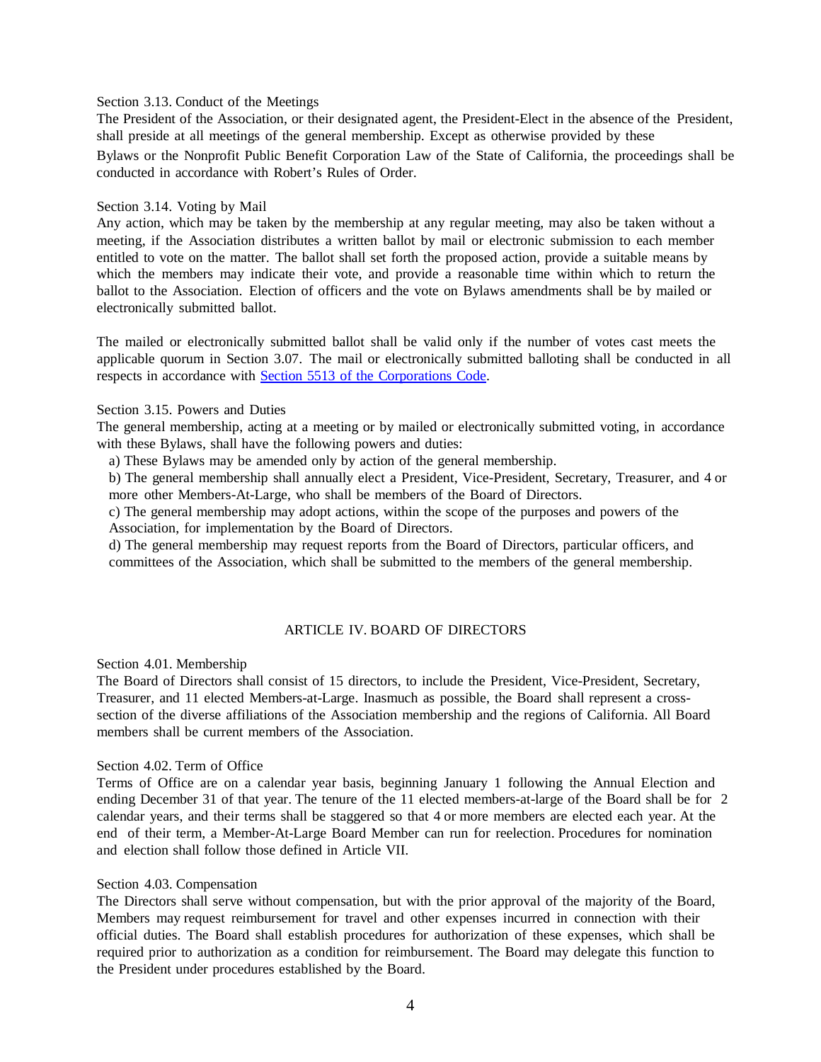Section 3.13. Conduct of the Meetings

The President of the Association, or their designated agent, the President-Elect in the absence of the President, shall preside at all meetings of the general membership. Except as otherwise provided by these Bylaws or the Nonprofit Public Benefit Corporation Law of the State of California, the proceedings shall be conducted in accordance with Robert's Rules of Order.

Section 3.14. Voting by Mail

Any action, which may be taken by the membership at any regular meeting, may also be taken without a meeting, if the Association distributes a written ballot by mail or electronic submission to each member entitled to vote on the matter. The ballot shall set forth the proposed action, provide a suitable means by which the members may indicate their vote, and provide a reasonable time within which to return the ballot to the Association. Election of officers and the vote on Bylaws amendments shall be by mailed or electronically submitted ballot.

The mailed or electronically submitted ballot shall be valid only if the number of votes cast meets the applicable quorum in Section 3.07. The mail or electronically submitted balloting shall be conducted in all respects in accordance with [Section 5513 of the Corporations Code](#).

Section 3.15. Powers and Duties

The general membership, acting at a meeting or by mailed or electronically submitted voting, in accordance with these Bylaws, shall have the following powers and duties:

a) These Bylaws may be amended only by action of the general membership.

b) The general membership shall annually elect a President, Vice-President, Secretary, Treasurer, and 4 or more other Members-At-Large, who shall be members of the Board of Directors.

c) The general membership may adopt actions, within the scope of the purposes and powers of the Association, for implementation by the Board of Directors.

d) The general membership may request reports from the Board of Directors, particular officers, and committees of the Association, which shall be submitted to the members of the general membership.

## ARTICLE IV. BOARD OF DIRECTORS

Section 4.01. Membership

The Board of Directors shall consist of 15 directors, to include the President, Vice-President, Secretary, Treasurer, and 11 elected Members-at-Large. Inasmuch as possible, the Board shall represent a cross-section of the diverse affiliations of the Association membership and the regions of California. All Board members shall be current members of the Association.

Section 4.02. Term of Office

Terms of Office are on a calendar year basis, beginning January 1 following the Annual Election and ending December 31 of that year. The tenure of the 11 elected members-at-large of the Board shall be for 2 calendar years, and their terms shall be staggered so that 4 or more members are elected each year. At the end of their term, a Member-At-Large Board Member can run for reelection. Procedures for nomination and election shall follow those defined in Article VII.

Section 4.03. Compensation

The Directors shall serve without compensation, but with the prior approval of the majority of the Board, Members may request reimbursement for travel and other expenses incurred in connection with their official duties. The Board shall establish procedures for authorization of these expenses, which shall be required prior to authorization as a condition for reimbursement. The Board may delegate this function to the President under procedures established by the Board.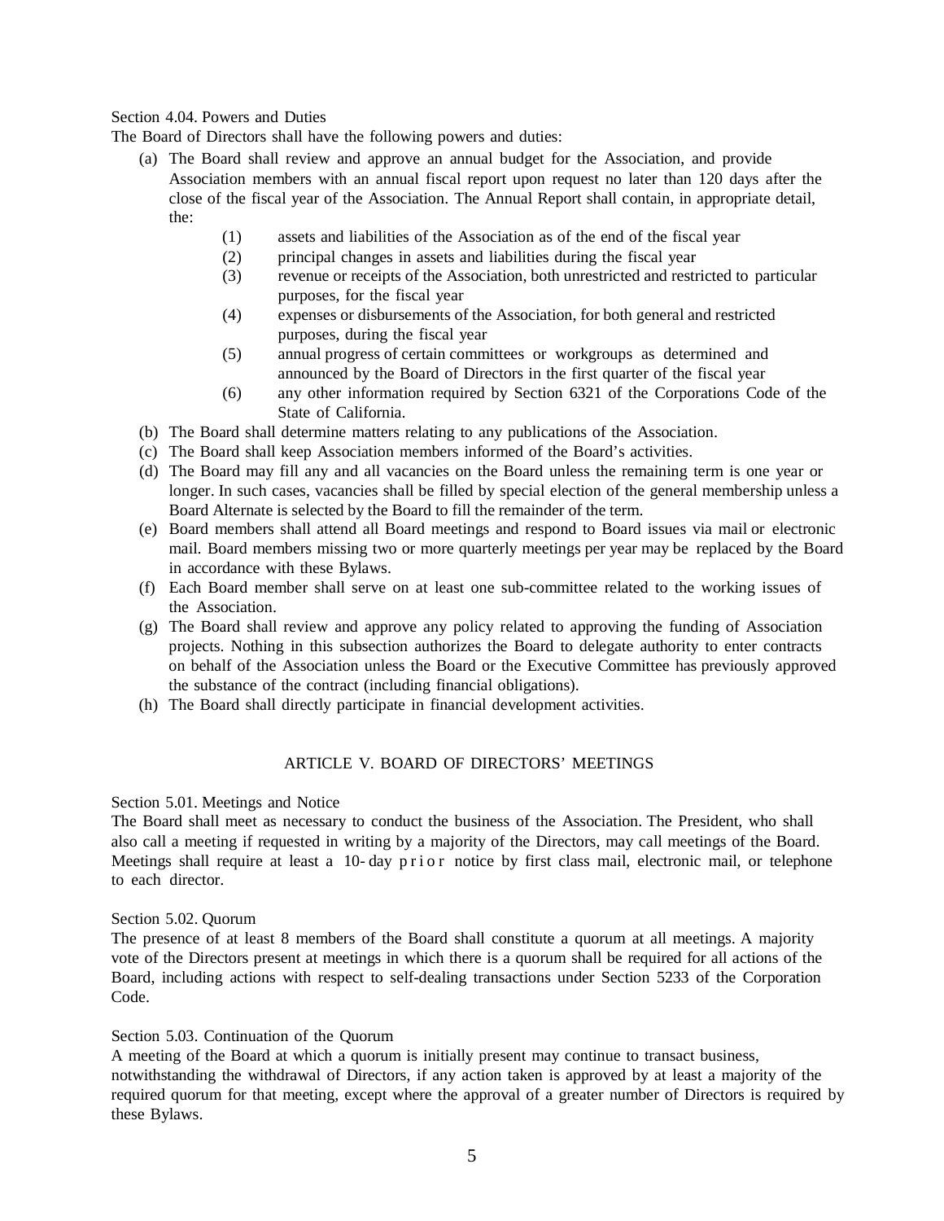Section 4.04. Powers and Duties

The Board of Directors shall have the following powers and duties:

(a) The Board shall review and approve an annual budget for the Association, and provide Association members with an annual fiscal report upon request no later than 120 days after the close of the fiscal year of the Association. The Annual Report shall contain, in appropriate detail, the:

   (1) assets and liabilities of the Association as of the end of the fiscal year
   (2) principal changes in assets and liabilities during the fiscal year
   (3) revenue or receipts of the Association, both unrestricted and restricted to particular purposes, for the fiscal year
   (4) expenses or disbursements of the Association, for both general and restricted purposes, during the fiscal year
   (5) annual progress of certain committees or workgroups as determined and announced by the Board of Directors in the first quarter of the fiscal year
   (6) any other information required by Section 6321 of the Corporations Code of the State of California.

(b) The Board shall determine matters relating to any publications of the Association.

(c) The Board shall keep Association members informed of the Board's activities.

(d) The Board may fill any and all vacancies on the Board unless the remaining term is one year or longer. In such cases, vacancies shall be filled by special election of the general membership unless a Board Alternate is selected by the Board to fill the remainder of the term.

(e) Board members shall attend all Board meetings and respond to Board issues via mail or electronic mail. Board members missing two or more quarterly meetings per year may be replaced by the Board in accordance with these Bylaws.

(f) Each Board member shall serve on at least one sub-committee related to the working issues of the Association.

(g) The Board shall review and approve any policy related to approving the funding of Association projects. Nothing in this subsection authorizes the Board to delegate authority to enter contracts on behalf of the Association unless the Board or the Executive Committee has previously approved the substance of the contract (including financial obligations).

(h) The Board shall directly participate in financial development activities.

## ARTICLE V. BOARD OF DIRECTORS' MEETINGS

Section 5.01. Meetings and Notice

The Board shall meet as necessary to conduct the business of the Association. The President, who shall also call a meeting if requested in writing by a majority of the Directors, may call meetings of the Board. Meetings shall require at least a 10-day prior notice by first class mail, electronic mail, or telephone to each director.

Section 5.02. Quorum

The presence of at least 8 members of the Board shall constitute a quorum at all meetings. A majority vote of the Directors present at meetings in which there is a quorum shall be required for all actions of the Board, including actions with respect to self-dealing transactions under Section 5233 of the Corporation Code.

Section 5.03. Continuation of the Quorum

A meeting of the Board at which a quorum is initially present may continue to transact business, notwithstanding the withdrawal of Directors, if any action taken is approved by at least a majority of the required quorum for that meeting, except where the approval of a greater number of Directors is required by these Bylaws.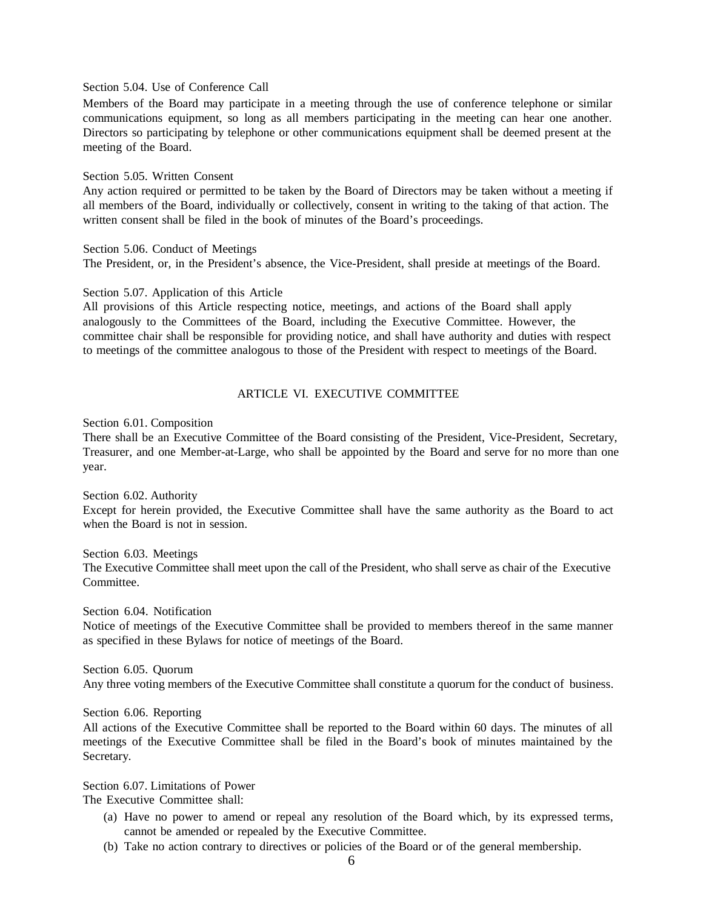Section 5.04. Use of Conference Call

Members of the Board may participate in a meeting through the use of conference telephone or similar communications equipment, so long as all members participating in the meeting can hear one another. Directors so participating by telephone or other communications equipment shall be deemed present at the meeting of the Board.

Section 5.05. Written Consent

Any action required or permitted to be taken by the Board of Directors may be taken without a meeting if all members of the Board, individually or collectively, consent in writing to the taking of that action. The written consent shall be filed in the book of minutes of the Board's proceedings.

Section 5.06. Conduct of Meetings

The President, or, in the President's absence, the Vice-President, shall preside at meetings of the Board.

Section 5.07. Application of this Article

All provisions of this Article respecting notice, meetings, and actions of the Board shall apply analogously to the Committees of the Board, including the Executive Committee. However, the committee chair shall be responsible for providing notice, and shall have authority and duties with respect to meetings of the committee analogous to those of the President with respect to meetings of the Board.

## ARTICLE VI. EXECUTIVE COMMITTEE

Section 6.01. Composition

There shall be an Executive Committee of the Board consisting of the President, Vice-President, Secretary, Treasurer, and one Member-at-Large, who shall be appointed by the Board and serve for no more than one year.

Section 6.02. Authority

Except for herein provided, the Executive Committee shall have the same authority as the Board to act when the Board is not in session.

Section 6.03. Meetings

The Executive Committee shall meet upon the call of the President, who shall serve as chair of the Executive Committee.

Section 6.04. Notification

Notice of meetings of the Executive Committee shall be provided to members thereof in the same manner as specified in these Bylaws for notice of meetings of the Board.

Section 6.05. Quorum

Any three voting members of the Executive Committee shall constitute a quorum for the conduct of business.

Section 6.06. Reporting

All actions of the Executive Committee shall be reported to the Board within 60 days. The minutes of all meetings of the Executive Committee shall be filed in the Board's book of minutes maintained by the Secretary.

Section 6.07. Limitations of Power

The Executive Committee shall:

(a) Have no power to amend or repeal any resolution of the Board which, by its expressed terms, cannot be amended or repealed by the Executive Committee.
(b) Take no action contrary to directives or policies of the Board or of the general membership.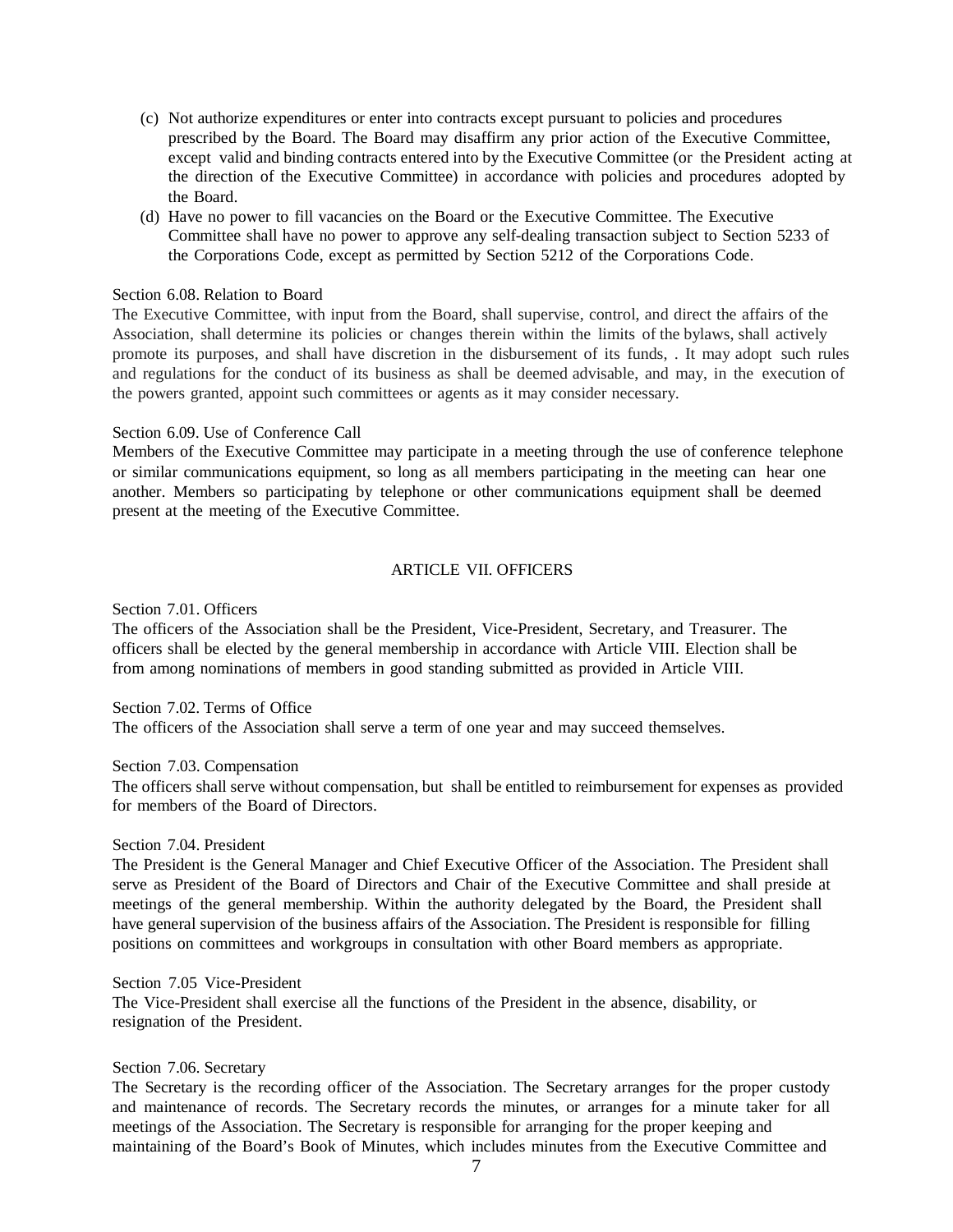(c) Not authorize expenditures or enter into contracts except pursuant to policies and procedures prescribed by the Board. The Board may disaffirm any prior action of the Executive Committee, except valid and binding contracts entered into by the Executive Committee (or the President acting at the direction of the Executive Committee) in accordance with policies and procedures adopted by the Board.

(d) Have no power to fill vacancies on the Board or the Executive Committee. The Executive Committee shall have no power to approve any self-dealing transaction subject to Section 5233 of the Corporations Code, except as permitted by Section 5212 of the Corporations Code.

Section 6.08. Relation to Board

The Executive Committee, with input from the Board, shall supervise, control, and direct the affairs of the Association, shall determine its policies or changes therein within the limits of the bylaws, shall actively promote its purposes, and shall have discretion in the disbursement of its funds, . It may adopt such rules and regulations for the conduct of its business as shall be deemed advisable, and may, in the execution of the powers granted, appoint such committees or agents as it may consider necessary.

Section 6.09. Use of Conference Call

Members of the Executive Committee may participate in a meeting through the use of conference telephone or similar communications equipment, so long as all members participating in the meeting can hear one another. Members so participating by telephone or other communications equipment shall be deemed present at the meeting of the Executive Committee.

## ARTICLE VII. OFFICERS

Section 7.01. Officers

The officers of the Association shall be the President, Vice-President, Secretary, and Treasurer. The officers shall be elected by the general membership in accordance with Article VIII. Election shall be from among nominations of members in good standing submitted as provided in Article VIII.

Section 7.02. Terms of Office

The officers of the Association shall serve a term of one year and may succeed themselves.

Section 7.03. Compensation

The officers shall serve without compensation, but shall be entitled to reimbursement for expenses as provided for members of the Board of Directors.

Section 7.04. President

The President is the General Manager and Chief Executive Officer of the Association. The President shall serve as President of the Board of Directors and Chair of the Executive Committee and shall preside at meetings of the general membership. Within the authority delegated by the Board, the President shall have general supervision of the business affairs of the Association. The President is responsible for filling positions on committees and workgroups in consultation with other Board members as appropriate.

Section 7.05 Vice-President

The Vice-President shall exercise all the functions of the President in the absence, disability, or resignation of the President.

Section 7.06. Secretary

The Secretary is the recording officer of the Association. The Secretary arranges for the proper custody and maintenance of records. The Secretary records the minutes, or arranges for a minute taker for all meetings of the Association. The Secretary is responsible for arranging for the proper keeping and maintaining of the Board's Book of Minutes, which includes minutes from the Executive Committee and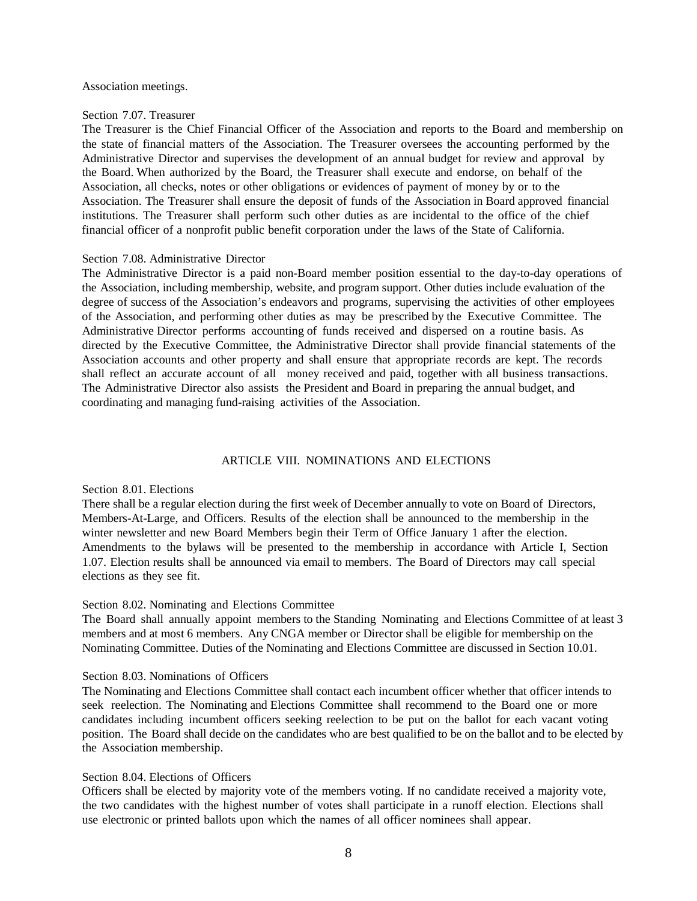Association meetings.

Section 7.07. Treasurer

The Treasurer is the Chief Financial Officer of the Association and reports to the Board and membership on the state of financial matters of the Association. The Treasurer oversees the accounting performed by the Administrative Director and supervises the development of an annual budget for review and approval by the Board. When authorized by the Board, the Treasurer shall execute and endorse, on behalf of the Association, all checks, notes or other obligations or evidences of payment of money by or to the Association. The Treasurer shall ensure the deposit of funds of the Association in Board approved financial institutions. The Treasurer shall perform such other duties as are incidental to the office of the chief financial officer of a nonprofit public benefit corporation under the laws of the State of California.

Section 7.08. Administrative Director

The Administrative Director is a paid non-Board member position essential to the day-to-day operations of the Association, including membership, website, and program support. Other duties include evaluation of the degree of success of the Association's endeavors and programs, supervising the activities of other employees of the Association, and performing other duties as may be prescribed by the Executive Committee. The Administrative Director performs accounting of funds received and dispersed on a routine basis. As directed by the Executive Committee, the Administrative Director shall provide financial statements of the Association accounts and other property and shall ensure that appropriate records are kept. The records shall reflect an accurate account of all money received and paid, together with all business transactions. The Administrative Director also assists the President and Board in preparing the annual budget, and coordinating and managing fund-raising activities of the Association.

## ARTICLE VIII. NOMINATIONS AND ELECTIONS

Section 8.01. Elections

There shall be a regular election during the first week of December annually to vote on Board of Directors, Members-At-Large, and Officers. Results of the election shall be announced to the membership in the winter newsletter and new Board Members begin their Term of Office January 1 after the election. Amendments to the bylaws will be presented to the membership in accordance with Article I, Section 1.07. Election results shall be announced via email to members. The Board of Directors may call special elections as they see fit.

Section 8.02. Nominating and Elections Committee

The Board shall annually appoint members to the Standing Nominating and Elections Committee of at least 3 members and at most 6 members. Any CNGA member or Director shall be eligible for membership on the Nominating Committee. Duties of the Nominating and Elections Committee are discussed in Section 10.01.

Section 8.03. Nominations of Officers

The Nominating and Elections Committee shall contact each incumbent officer whether that officer intends to seek reelection. The Nominating and Elections Committee shall recommend to the Board one or more candidates including incumbent officers seeking reelection to be put on the ballot for each vacant voting position. The Board shall decide on the candidates who are best qualified to be on the ballot and to be elected by the Association membership.

Section 8.04. Elections of Officers

Officers shall be elected by majority vote of the members voting. If no candidate received a majority vote, the two candidates with the highest number of votes shall participate in a runoff election. Elections shall use electronic or printed ballots upon which the names of all officer nominees shall appear.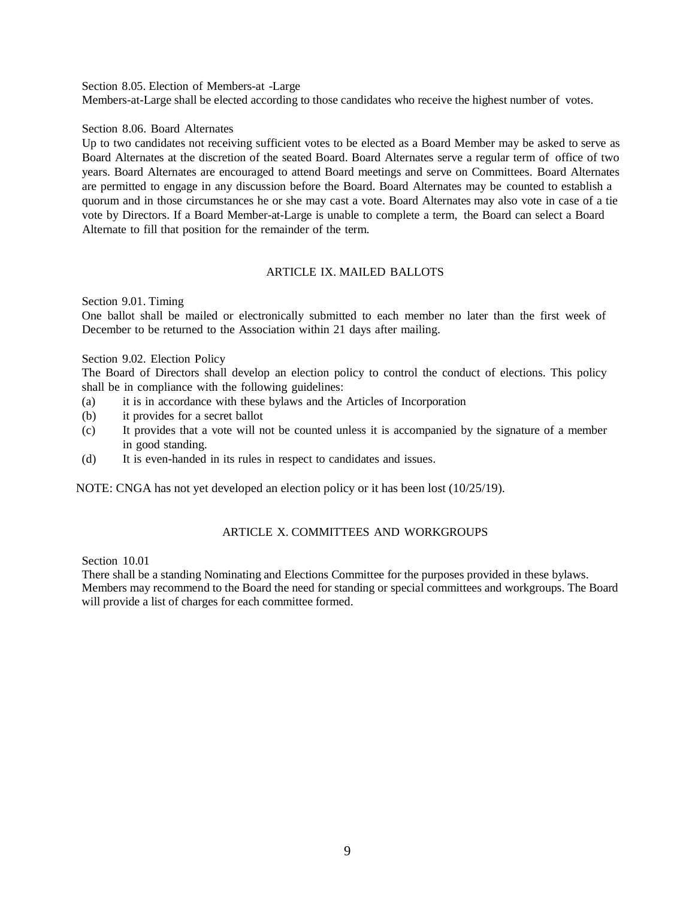Section 8.05. Election of Members-at -Large

Members-at-Large shall be elected according to those candidates who receive the highest number of votes.

Section 8.06. Board Alternates

Up to two candidates not receiving sufficient votes to be elected as a Board Member may be asked to serve as Board Alternates at the discretion of the seated Board. Board Alternates serve a regular term of office of two years. Board Alternates are encouraged to attend Board meetings and serve on Committees. Board Alternates are permitted to engage in any discussion before the Board. Board Alternates may be counted to establish a quorum and in those circumstances he or she may cast a vote. Board Alternates may also vote in case of a tie vote by Directors. If a Board Member-at-Large is unable to complete a term, the Board can select a Board Alternate to fill that position for the remainder of the term.

## ARTICLE IX. MAILED BALLOTS

Section 9.01. Timing

One ballot shall be mailed or electronically submitted to each member no later than the first week of December to be returned to the Association within 21 days after mailing.

Section 9.02. Election Policy

The Board of Directors shall develop an election policy to control the conduct of elections. This policy shall be in compliance with the following guidelines:

(a) it is in accordance with these bylaws and the Articles of Incorporation

(b) it provides for a secret ballot

(c) It provides that a vote will not be counted unless it is accompanied by the signature of a member in good standing.

(d) It is even-handed in its rules in respect to candidates and issues.

NOTE: CNGA has not yet developed an election policy or it has been lost (10/25/19).

## ARTICLE X. COMMITTEES AND WORKGROUPS

Section 10.01

There shall be a standing Nominating and Elections Committee for the purposes provided in these bylaws. Members may recommend to the Board the need for standing or special committees and workgroups. The Board will provide a list of charges for each committee formed.